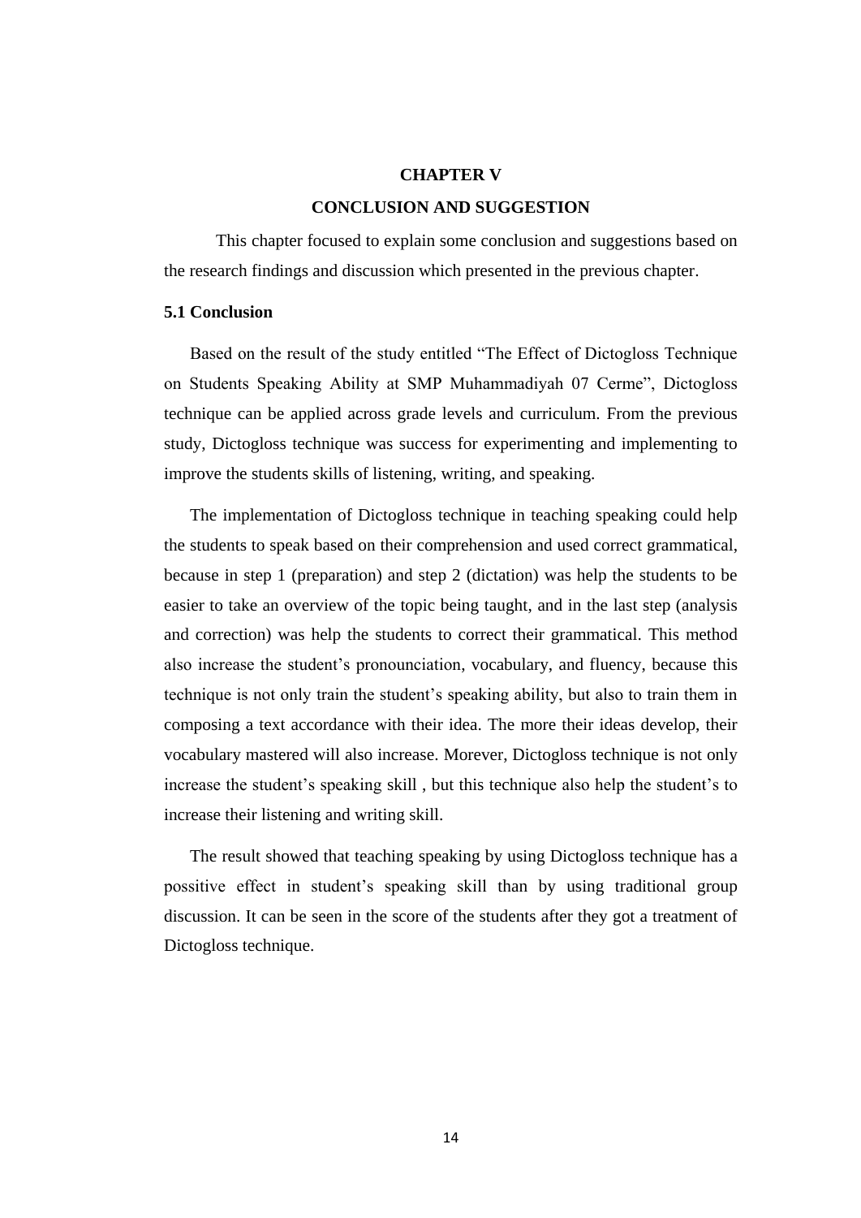# CHAPTER V

# CONCLUSION AND SUGGESTION

This chapter focused to explain some conclusion and suggestions based on the research findings and discussion which presented in the previous chapter.

## 5.1 Conclusion

Based on the result of the study entitled “The Effect of Dictogloss Technique on Students Speaking Ability at SMP Muhammadiyah 07 Cerme”, Dictogloss technique can be applied across grade levels and curriculum. From the previous study, Dictogloss technique was success for experimenting and implementing to improve the students skills of listening, writing, and speaking.

The implementation of Dictogloss technique in teaching speaking could help the students to speak based on their comprehension and used correct grammatical, because in step 1 (preparation) and step 2 (dictation) was help the students to be easier to take an overview of the topic being taught, and in the last step (analysis and correction) was help the students to correct their grammatical. This method also increase the student’s pronounciation, vocabulary, and fluency, because this technique is not only train the student’s speaking ability, but also to train them in composing a text accordance with their idea. The more their ideas develop, their vocabulary mastered will also increase. Morever, Dictogloss technique is not only increase the student’s speaking skill , but this technique also help the student’s to increase their listening and writing skill.

The result showed that teaching speaking by using Dictogloss technique has a possitive effect in student’s speaking skill than by using traditional group discussion. It can be seen in the score of the students after they got a treatment of Dictogloss technique.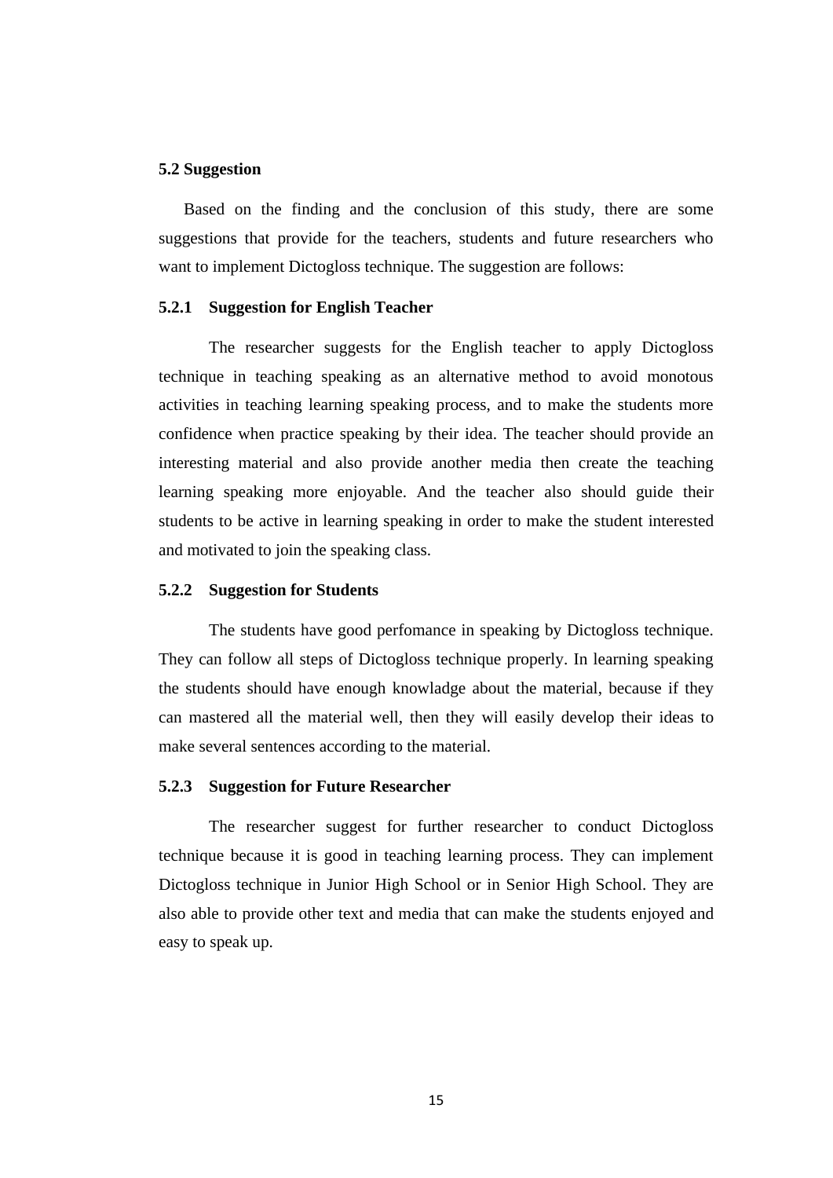### 5.2 Suggestion

Based on the finding and the conclusion of this study, there are some suggestions that provide for the teachers, students and future researchers who want to implement Dictogloss technique. The suggestion are follows:

#### 5.2.1 Suggestion for English Teacher

The researcher suggests for the English teacher to apply Dictogloss technique in teaching speaking as an alternative method to avoid monotous activities in teaching learning speaking process, and to make the students more confidence when practice speaking by their idea. The teacher should provide an interesting material and also provide another media then create the teaching learning speaking more enjoyable. And the teacher also should guide their students to be active in learning speaking in order to make the student interested and motivated to join the speaking class.

#### 5.2.2 Suggestion for Students

The students have good perfomance in speaking by Dictogloss technique. They can follow all steps of Dictogloss technique properly. In learning speaking the students should have enough knowladge about the material, because if they can mastered all the material well, then they will easily develop their ideas to make several sentences according to the material.

#### 5.2.3 Suggestion for Future Researcher

The researcher suggest for further researcher to conduct Dictogloss technique because it is good in teaching learning process. They can implement Dictogloss technique in Junior High School or in Senior High School. They are also able to provide other text and media that can make the students enjoyed and easy to speak up.